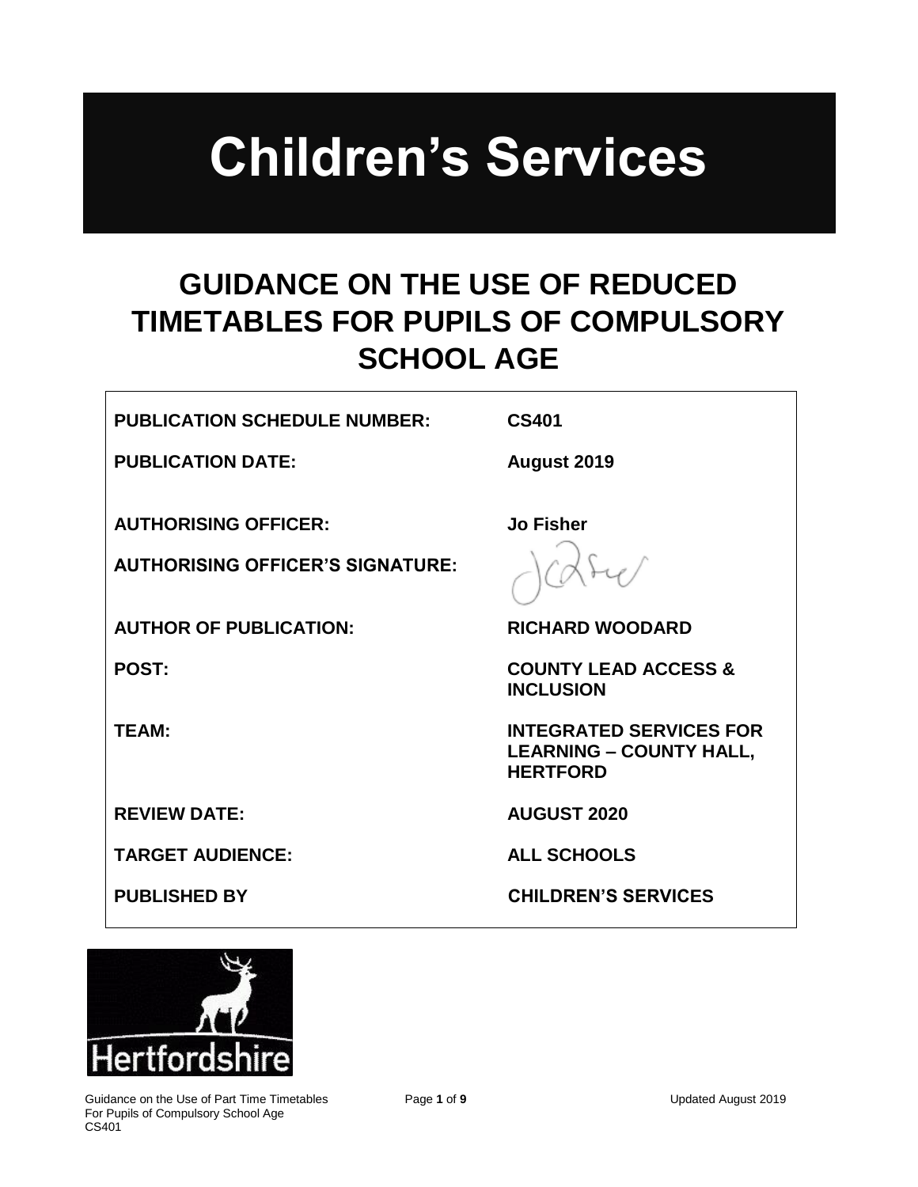# Children's Services

## GUIDANCE ON THE USE OF REDUCED TIMETABLES FOR PUPILS OF COMPULSORY SCHOOL AGE

| | |
|---|---|
| **PUBLICATION SCHEDULE NUMBER:** | **CS401** |
| **PUBLICATION DATE:** | **August 2019** |
| **AUTHORISING OFFICER:** | **Jo Fisher** |
| **AUTHORISING OFFICER'S SIGNATURE:** | |
| **AUTHOR OF PUBLICATION:** | **RICHARD WOODARD** |
| **POST:** | **COUNTY LEAD ACCESS & INCLUSION** |
| **TEAM:** | **INTEGRATED SERVICES FOR LEARNING – COUNTY HALL, HERTFORD** |
| **REVIEW DATE:** | **AUGUST 2020** |
| **TARGET AUDIENCE:** | **ALL SCHOOLS** |
| **PUBLISHED BY** | **CHILDREN'S SERVICES** |

Hertfordshire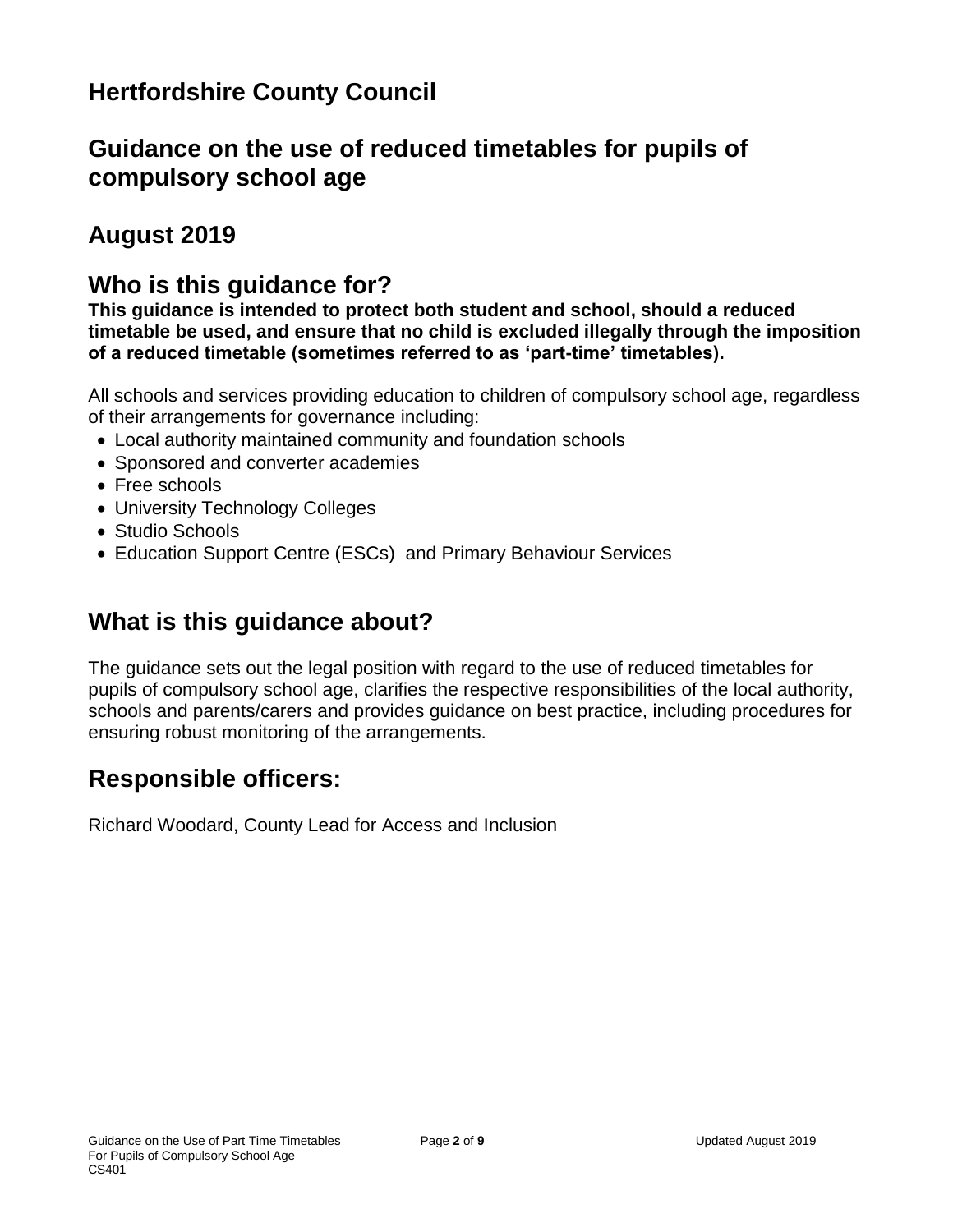## Hertfordshire County Council

## Guidance on the use of reduced timetables for pupils of compulsory school age

## August 2019

## Who is this guidance for?

**This guidance is intended to protect both student and school, should a reduced timetable be used, and ensure that no child is excluded illegally through the imposition of a reduced timetable (sometimes referred to as 'part-time' timetables).**

All schools and services providing education to children of compulsory school age, regardless of their arrangements for governance including:

- Local authority maintained community and foundation schools
- Sponsored and converter academies
- Free schools
- University Technology Colleges
- Studio Schools
- Education Support Centre (ESCs) and Primary Behaviour Services

## What is this guidance about?

The guidance sets out the legal position with regard to the use of reduced timetables for pupils of compulsory school age, clarifies the respective responsibilities of the local authority, schools and parents/carers and provides guidance on best practice, including procedures for ensuring robust monitoring of the arrangements.

## Responsible officers:

Richard Woodard, County Lead for Access and Inclusion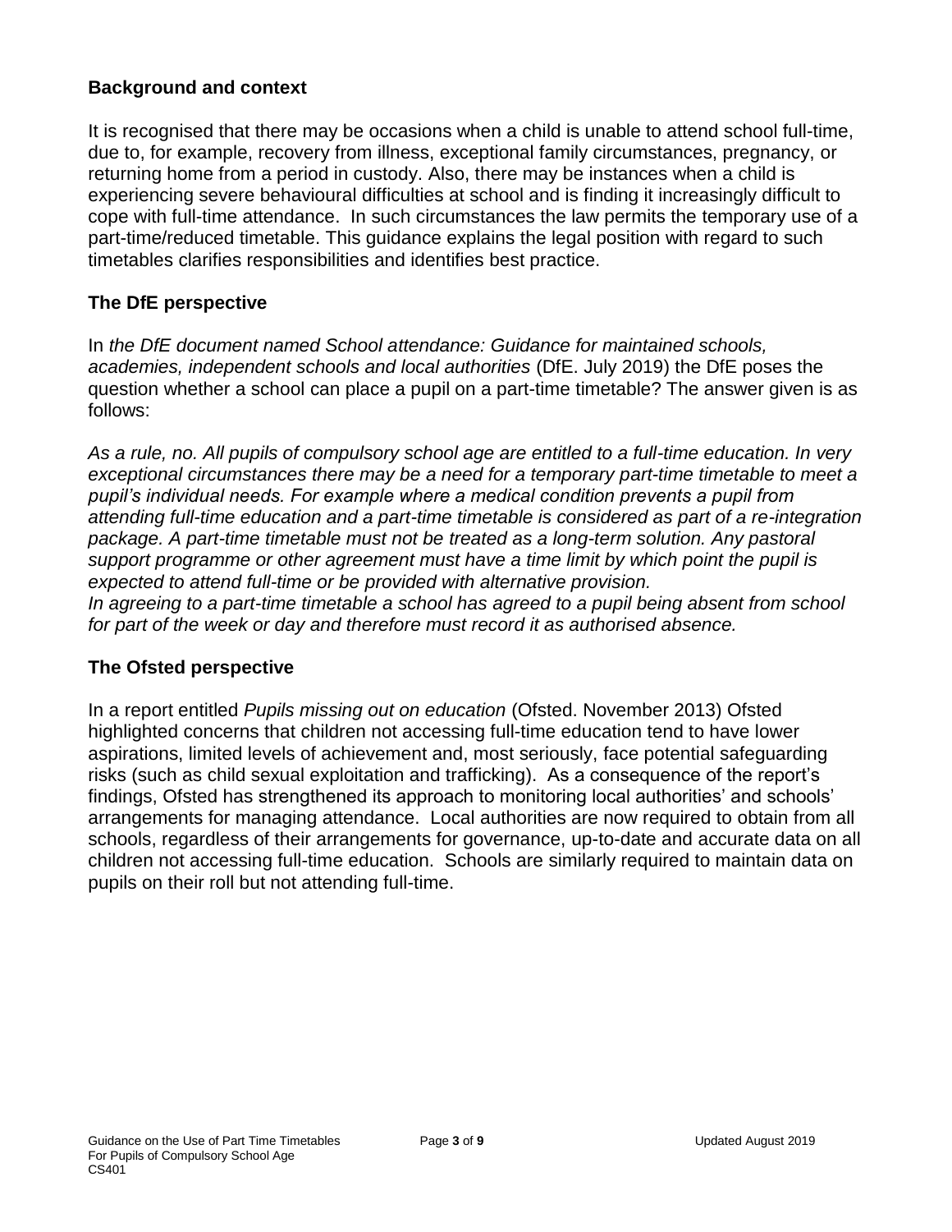## Background and context

It is recognised that there may be occasions when a child is unable to attend school full-time, due to, for example, recovery from illness, exceptional family circumstances, pregnancy, or returning home from a period in custody. Also, there may be instances when a child is experiencing severe behavioural difficulties at school and is finding it increasingly difficult to cope with full-time attendance. In such circumstances the law permits the temporary use of a part-time/reduced timetable. This guidance explains the legal position with regard to such timetables clarifies responsibilities and identifies best practice.

## The DfE perspective

In *the DfE document named School attendance: Guidance for maintained schools, academies, independent schools and local authorities* (DfE. July 2019) the DfE poses the question whether a school can place a pupil on a part-time timetable? The answer given is as follows:

*As a rule, no. All pupils of compulsory school age are entitled to a full-time education. In very exceptional circumstances there may be a need for a temporary part-time timetable to meet a pupil's individual needs. For example where a medical condition prevents a pupil from attending full-time education and a part-time timetable is considered as part of a re-integration package. A part-time timetable must not be treated as a long-term solution. Any pastoral support programme or other agreement must have a time limit by which point the pupil is expected to attend full-time or be provided with alternative provision.*
*In agreeing to a part-time timetable a school has agreed to a pupil being absent from school for part of the week or day and therefore must record it as authorised absence.*

## The Ofsted perspective

In a report entitled *Pupils missing out on education* (Ofsted. November 2013) Ofsted highlighted concerns that children not accessing full-time education tend to have lower aspirations, limited levels of achievement and, most seriously, face potential safeguarding risks (such as child sexual exploitation and trafficking). As a consequence of the report's findings, Ofsted has strengthened its approach to monitoring local authorities' and schools' arrangements for managing attendance. Local authorities are now required to obtain from all schools, regardless of their arrangements for governance, up-to-date and accurate data on all children not accessing full-time education. Schools are similarly required to maintain data on pupils on their roll but not attending full-time.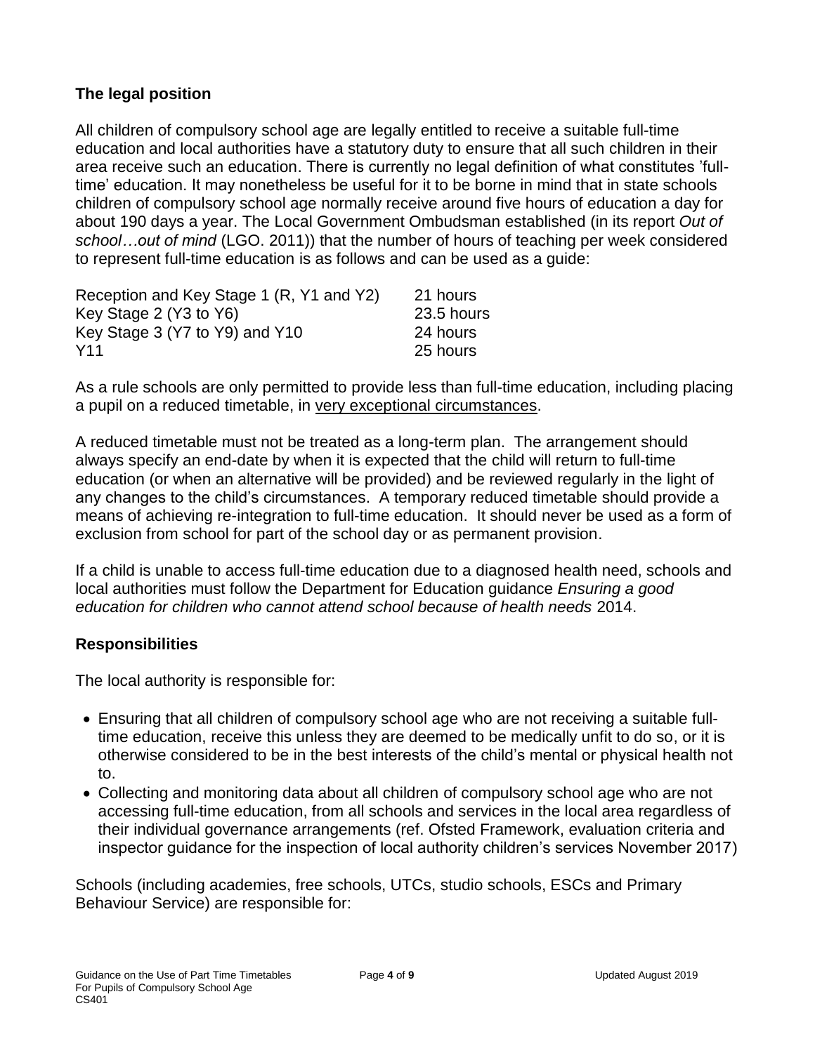## The legal position

All children of compulsory school age are legally entitled to receive a suitable full-time education and local authorities have a statutory duty to ensure that all such children in their area receive such an education. There is currently no legal definition of what constitutes 'full-time' education. It may nonetheless be useful for it to be borne in mind that in state schools children of compulsory school age normally receive around five hours of education a day for about 190 days a year. The Local Government Ombudsman established (in its report *Out of school…out of mind* (LGO. 2011)) that the number of hours of teaching per week considered to represent full-time education is as follows and can be used as a guide:

| | |
|---|---|
| Reception and Key Stage 1 (R, Y1 and Y2) | 21 hours |
| Key Stage 2 (Y3 to Y6) | 23.5 hours |
| Key Stage 3 (Y7 to Y9) and Y10 | 24 hours |
| Y11 | 25 hours |

As a rule schools are only permitted to provide less than full-time education, including placing a pupil on a reduced timetable, in very exceptional circumstances.

A reduced timetable must not be treated as a long-term plan. The arrangement should always specify an end-date by when it is expected that the child will return to full-time education (or when an alternative will be provided) and be reviewed regularly in the light of any changes to the child's circumstances. A temporary reduced timetable should provide a means of achieving re-integration to full-time education. It should never be used as a form of exclusion from school for part of the school day or as permanent provision.

If a child is unable to access full-time education due to a diagnosed health need, schools and local authorities must follow the Department for Education guidance *Ensuring a good education for children who cannot attend school because of health needs* 2014.

## Responsibilities

The local authority is responsible for:

- Ensuring that all children of compulsory school age who are not receiving a suitable full-time education, receive this unless they are deemed to be medically unfit to do so, or it is otherwise considered to be in the best interests of the child's mental or physical health not to.
- Collecting and monitoring data about all children of compulsory school age who are not accessing full-time education, from all schools and services in the local area regardless of their individual governance arrangements (ref. Ofsted Framework, evaluation criteria and inspector guidance for the inspection of local authority children's services November 2017)

Schools (including academies, free schools, UTCs, studio schools, ESCs and Primary Behaviour Service) are responsible for: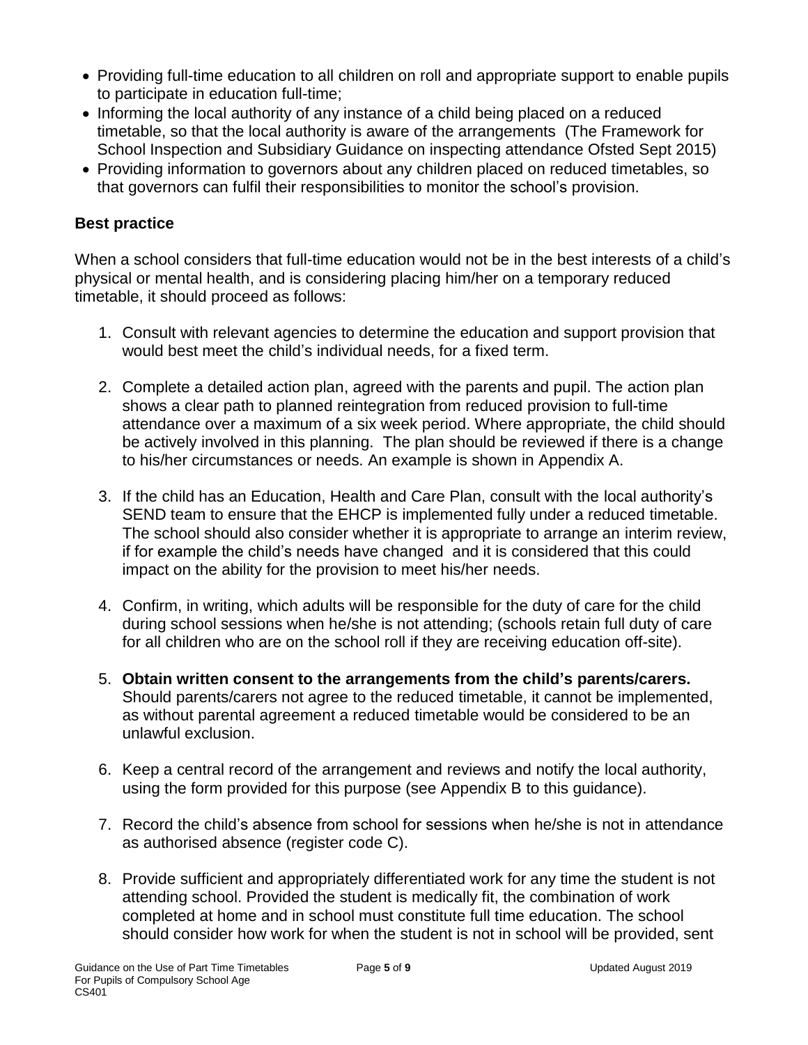- Providing full-time education to all children on roll and appropriate support to enable pupils to participate in education full-time;
- Informing the local authority of any instance of a child being placed on a reduced timetable, so that the local authority is aware of the arrangements (The Framework for School Inspection and Subsidiary Guidance on inspecting attendance Ofsted Sept 2015)
- Providing information to governors about any children placed on reduced timetables, so that governors can fulfil their responsibilities to monitor the school's provision.

### Best practice

When a school considers that full-time education would not be in the best interests of a child's physical or mental health, and is considering placing him/her on a temporary reduced timetable, it should proceed as follows:

1. Consult with relevant agencies to determine the education and support provision that would best meet the child's individual needs, for a fixed term.

2. Complete a detailed action plan, agreed with the parents and pupil. The action plan shows a clear path to planned reintegration from reduced provision to full-time attendance over a maximum of a six week period. Where appropriate, the child should be actively involved in this planning. The plan should be reviewed if there is a change to his/her circumstances or needs. An example is shown in Appendix A.

3. If the child has an Education, Health and Care Plan, consult with the local authority's SEND team to ensure that the EHCP is implemented fully under a reduced timetable. The school should also consider whether it is appropriate to arrange an interim review, if for example the child's needs have changed and it is considered that this could impact on the ability for the provision to meet his/her needs.

4. Confirm, in writing, which adults will be responsible for the duty of care for the child during school sessions when he/she is not attending; (schools retain full duty of care for all children who are on the school roll if they are receiving education off-site).

5. **Obtain written consent to the arrangements from the child's parents/carers.** Should parents/carers not agree to the reduced timetable, it cannot be implemented, as without parental agreement a reduced timetable would be considered to be an unlawful exclusion.

6. Keep a central record of the arrangement and reviews and notify the local authority, using the form provided for this purpose (see Appendix B to this guidance).

7. Record the child's absence from school for sessions when he/she is not in attendance as authorised absence (register code C).

8. Provide sufficient and appropriately differentiated work for any time the student is not attending school. Provided the student is medically fit, the combination of work completed at home and in school must constitute full time education. The school should consider how work for when the student is not in school will be provided, sent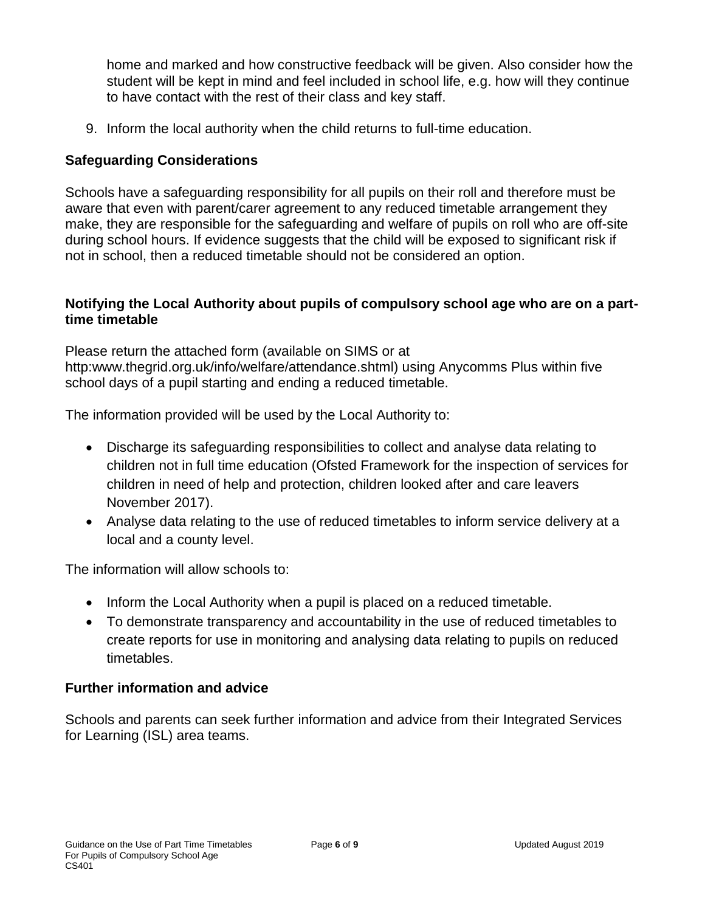home and marked and how constructive feedback will be given. Also consider how the student will be kept in mind and feel included in school life, e.g. how will they continue to have contact with the rest of their class and key staff.

9. Inform the local authority when the child returns to full-time education.

## Safeguarding Considerations

Schools have a safeguarding responsibility for all pupils on their roll and therefore must be aware that even with parent/carer agreement to any reduced timetable arrangement they make, they are responsible for the safeguarding and welfare of pupils on roll who are off-site during school hours. If evidence suggests that the child will be exposed to significant risk if not in school, then a reduced timetable should not be considered an option.

## Notifying the Local Authority about pupils of compulsory school age who are on a part-time timetable

Please return the attached form (available on SIMS or at http:www.thegrid.org.uk/info/welfare/attendance.shtml) using Anycomms Plus within five school days of a pupil starting and ending a reduced timetable.

The information provided will be used by the Local Authority to:

- Discharge its safeguarding responsibilities to collect and analyse data relating to children not in full time education (Ofsted Framework for the inspection of services for children in need of help and protection, children looked after and care leavers November 2017).
- Analyse data relating to the use of reduced timetables to inform service delivery at a local and a county level.

The information will allow schools to:

- Inform the Local Authority when a pupil is placed on a reduced timetable.
- To demonstrate transparency and accountability in the use of reduced timetables to create reports for use in monitoring and analysing data relating to pupils on reduced timetables.

## Further information and advice

Schools and parents can seek further information and advice from their Integrated Services for Learning (ISL) area teams.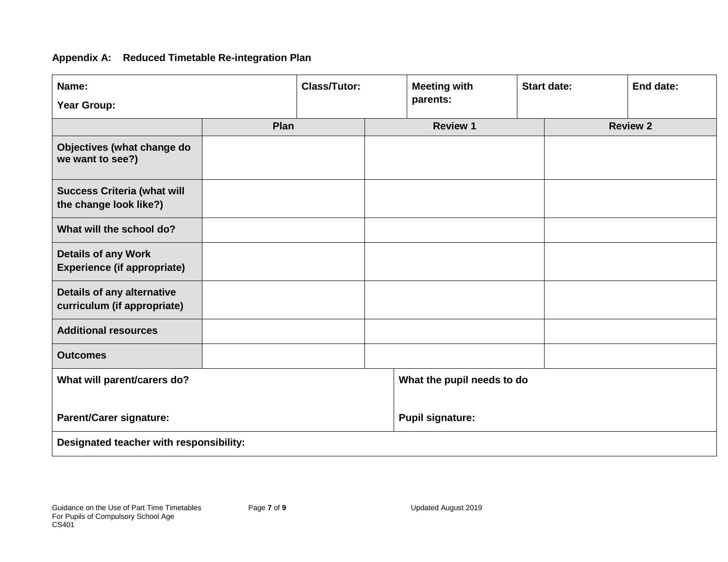**Appendix A: Reduced Timetable Re-integration Plan**

| Name:<br>Year Group: | Class/Tutor: | Meeting with parents: | Start date: | End date: |
|---|---|---|---|---|

| | Plan | Review 1 | Review 2 |
|---|---|---|---|
| **Objectives (what change do we want to see?)** | | | |
| **Success Criteria (what will the change look like?)** | | | |
| **What will the school do?** | | | |
| **Details of any Work Experience (if appropriate)** | | | |
| **Details of any alternative curriculum (if appropriate)** | | | |
| **Additional resources** | | | |
| **Outcomes** | | | |

| What will parent/carers do?<br><br>Parent/Carer signature: | What the pupil needs to do<br><br>Pupil signature: |
|---|---|

**Designated teacher with responsibility:**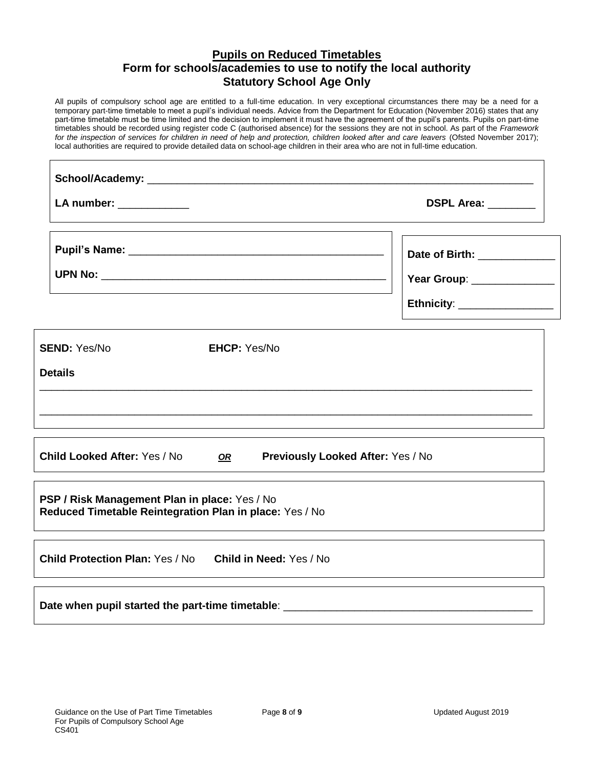## Pupils on Reduced Timetables

### Form for schools/academies to use to notify the local authority

### Statutory School Age Only

All pupils of compulsory school age are entitled to a full-time education. In very exceptional circumstances there may be a need for a temporary part-time timetable to meet a pupil's individual needs. Advice from the Department for Education (November 2016) states that any part-time timetable must be time limited and the decision to implement it must have the agreement of the pupil's parents. Pupils on part-time timetables should be recorded using register code C (authorised absence) for the sessions they are not in school. As part of the *Framework for the inspection of services for children in need of help and protection, children looked after and care leavers* (Ofsted November 2017); local authorities are required to provide detailed data on school-age children in their area who are not in full-time education.

**School/Academy:** ___________________________________________________________________

**LA number:** ____________ **DSPL Area:** ________

**Pupil's Name:** ___________________________________________

**UPN No:** ________________________________________________

**Date of Birth:** _____________

**Year Group**: ______________

**Ethnicity**: ________________

**SEND:** Yes/No **EHCP:** Yes/No

**Details**

_____________________________________________________________________________________

_____________________________________________________________________________________

**Child Looked After:** Yes / No ***OR*** **Previously Looked After:** Yes / No

**PSP / Risk Management Plan in place:** Yes / No

**Reduced Timetable Reintegration Plan in place:** Yes / No

**Child Protection Plan:** Yes / No **Child in Need:** Yes / No

**Date when pupil started the part-time timetable**: __________________________________________

Guidance on the Use of Part Time Timetables For Pupils of Compulsory School Age CS401 Updated August 2019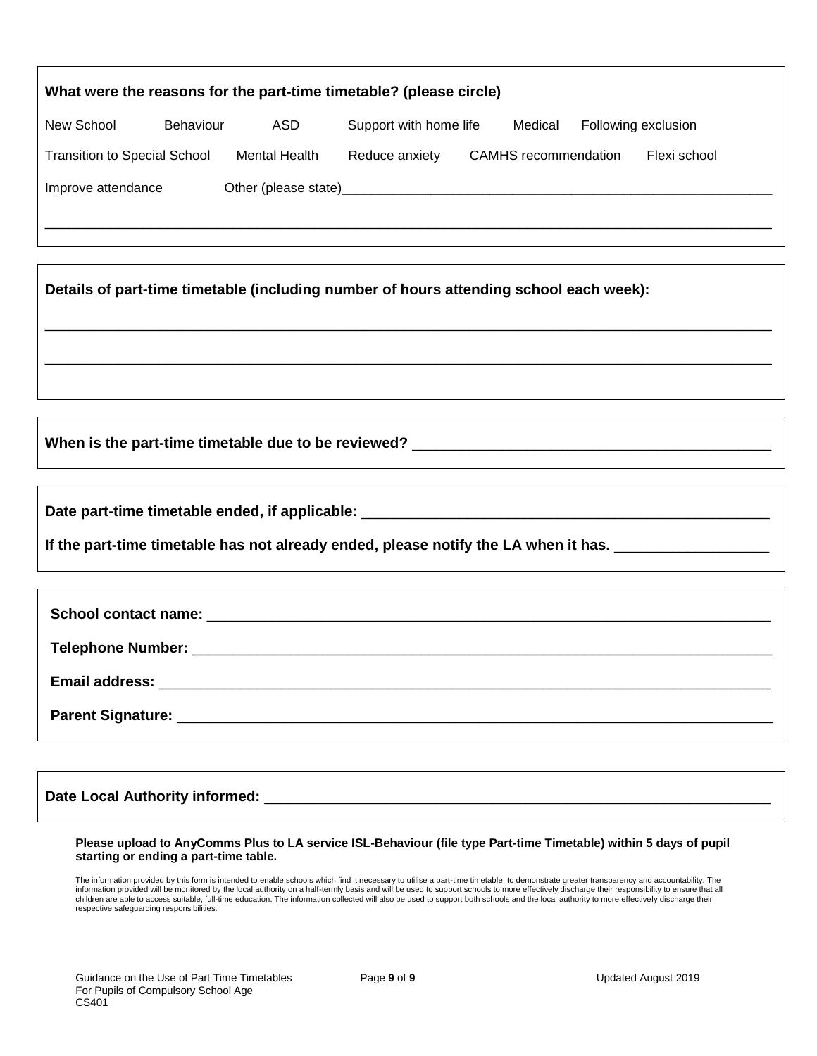**What were the reasons for the part-time timetable? (please circle)**

New School    Behaviour    ASD    Support with home life    Medical    Following exclusion

Transition to Special School    Mental Health    Reduce anxiety    CAMHS recommendation    Flexi school

Improve attendance    Other (please state)____________________________________________________________

______________________________________________________________________________________

**Details of part-time timetable (including number of hours attending school each week):**

______________________________________________________________________________________

______________________________________________________________________________________

**When is the part-time timetable due to be reviewed?** ____________________________________________

**Date part-time timetable ended, if applicable:** __________________________________________________

**If the part-time timetable has not already ended, please notify the LA when it has.** __________________

**School contact name:** _______________________________________________________________________

**Telephone Number:** _________________________________________________________________________

**Email address:** ______________________________________________________________________________

**Parent Signature:** ____________________________________________________________________________

**Date Local Authority informed:** _______________________________________________________________

**Please upload to AnyComms Plus to LA service ISL-Behaviour (file type Part-time Timetable) within 5 days of pupil starting or ending a part-time table.**

The information provided by this form is intended to enable schools which find it necessary to utilise a part-time timetable to demonstrate greater transparency and accountability. The information provided will be monitored by the local authority on a half-termly basis and will be used to support schools to more effectively discharge their responsibility to ensure that all children are able to access suitable, full-time education. The information collected will also be used to support both schools and the local authority to more effectively discharge their respective safeguarding responsibilities.